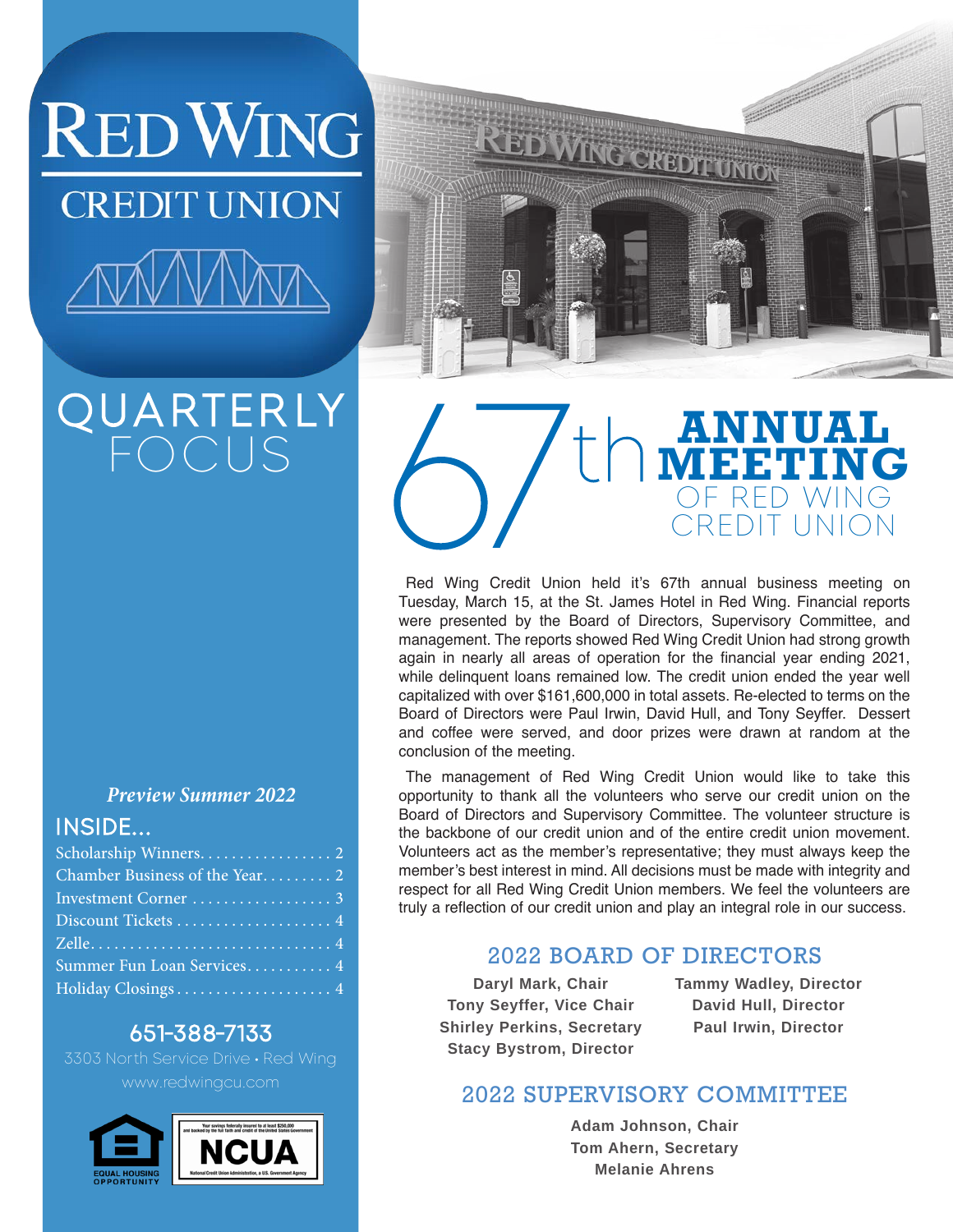# RED WING CREDIT UNION

## QUARTERLY FOCUS

*Preview Summer 2022*

### INSIDE...

- Scholarship Winners.................. 2
- Chamber Business of the Year......... 2
- Investment Corner .................. 3
- Discount Tickets .................... 4
- Zelle............................... 4
- Summer Fun Loan Services........... 4
- Holiday Closings.................... 4

**651-388-7133**

3303 North Service Drive • Red Wing

www.redwingcu.com

# 67th ANNUAL MEETING OF RED WING CREDIT UNION

Red Wing Credit Union held it's 67th annual business meeting on Tuesday, March 15, at the St. James Hotel in Red Wing. Financial reports were presented by the Board of Directors, Supervisory Committee, and management. The reports showed Red Wing Credit Union had strong growth again in nearly all areas of operation for the financial year ending 2021, while delinquent loans remained low. The credit union ended the year well capitalized with over $161,600,000 in total assets. Re-elected to terms on the Board of Directors were Paul Irwin, David Hull, and Tony Seyffer. Dessert and coffee were served, and door prizes were drawn at random at the conclusion of the meeting.

The management of Red Wing Credit Union would like to take this opportunity to thank all the volunteers who serve our credit union on the Board of Directors and Supervisory Committee. The volunteer structure is the backbone of our credit union and of the entire credit union movement. Volunteers act as the member's representative; they must always keep the member's best interest in mind. All decisions must be made with integrity and respect for all Red Wing Credit Union members. We feel the volunteers are truly a reflection of our credit union and play an integral role in our success.

## 2022 BOARD OF DIRECTORS

**Daryl Mark, Chair**
**Tony Seyffer, Vice Chair**
**Shirley Perkins, Secretary**
**Stacy Bystrom, Director**
**Tammy Wadley, Director**
**David Hull, Director**
**Paul Irwin, Director**

## 2022 SUPERVISORY COMMITTEE

**Adam Johnson, Chair**
**Tom Ahern, Secretary**
**Melanie Ahrens**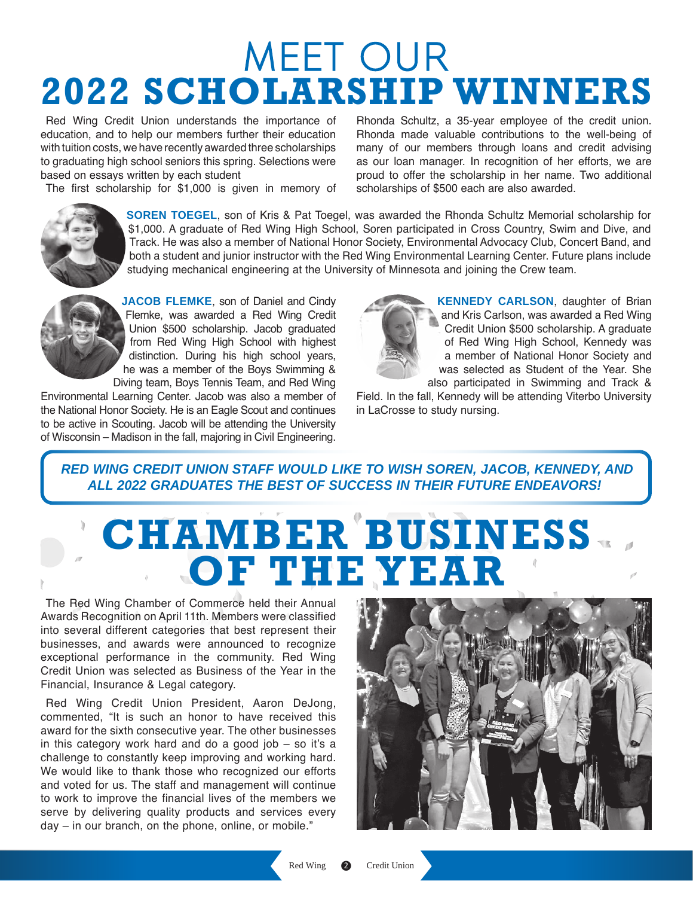# MEET OUR 2022 SCHOLARSHIP WINNERS

Red Wing Credit Union understands the importance of education, and to help our members further their education with tuition costs, we have recently awarded three scholarships to graduating high school seniors this spring. Selections were based on essays written by each student

The first scholarship for $1,000 is given in memory of Rhonda Schultz, a 35-year employee of the credit union. Rhonda made valuable contributions to the well-being of many of our members through loans and credit advising as our loan manager. In recognition of her efforts, we are proud to offer the scholarship in her name. Two additional scholarships of $500 each are also awarded.

**SOREN TOEGEL**, son of Kris & Pat Toegel, was awarded the Rhonda Schultz Memorial scholarship for $1,000. A graduate of Red Wing High School, Soren participated in Cross Country, Swim and Dive, and Track. He was also a member of National Honor Society, Environmental Advocacy Club, Concert Band, and both a student and junior instructor with the Red Wing Environmental Learning Center. Future plans include studying mechanical engineering at the University of Minnesota and joining the Crew team.

**JACOB FLEMKE**, son of Daniel and Cindy Flemke, was awarded a Red Wing Credit Union $500 scholarship. Jacob graduated from Red Wing High School with highest distinction. During his high school years, he was a member of the Boys Swimming & Diving team, Boys Tennis Team, and Red Wing Environmental Learning Center. Jacob was also a member of the National Honor Society. He is an Eagle Scout and continues to be active in Scouting. Jacob will be attending the University of Wisconsin – Madison in the fall, majoring in Civil Engineering.

**KENNEDY CARLSON**, daughter of Brian and Kris Carlson, was awarded a Red Wing Credit Union $500 scholarship. A graduate of Red Wing High School, Kennedy was a member of National Honor Society and was selected as Student of the Year. She also participated in Swimming and Track & Field. In the fall, Kennedy will be attending Viterbo University in LaCrosse to study nursing.

***RED WING CREDIT UNION STAFF WOULD LIKE TO WISH SOREN, JACOB, KENNEDY, AND ALL 2022 GRADUATES THE BEST OF SUCCESS IN THEIR FUTURE ENDEAVORS!***

# CHAMBER BUSINESS OF THE YEAR

The Red Wing Chamber of Commerce held their Annual Awards Recognition on April 11th. Members were classified into several different categories that best represent their businesses, and awards were announced to recognize exceptional performance in the community. Red Wing Credit Union was selected as Business of the Year in the Financial, Insurance & Legal category.

Red Wing Credit Union President, Aaron DeJong, commented, "It is such an honor to have received this award for the sixth consecutive year. The other businesses in this category work hard and do a good job – so it's a challenge to constantly keep improving and working hard. We would like to thank those who recognized our efforts and voted for us. The staff and management will continue to work to improve the financial lives of the members we serve by delivering quality products and services every day – in our branch, on the phone, online, or mobile."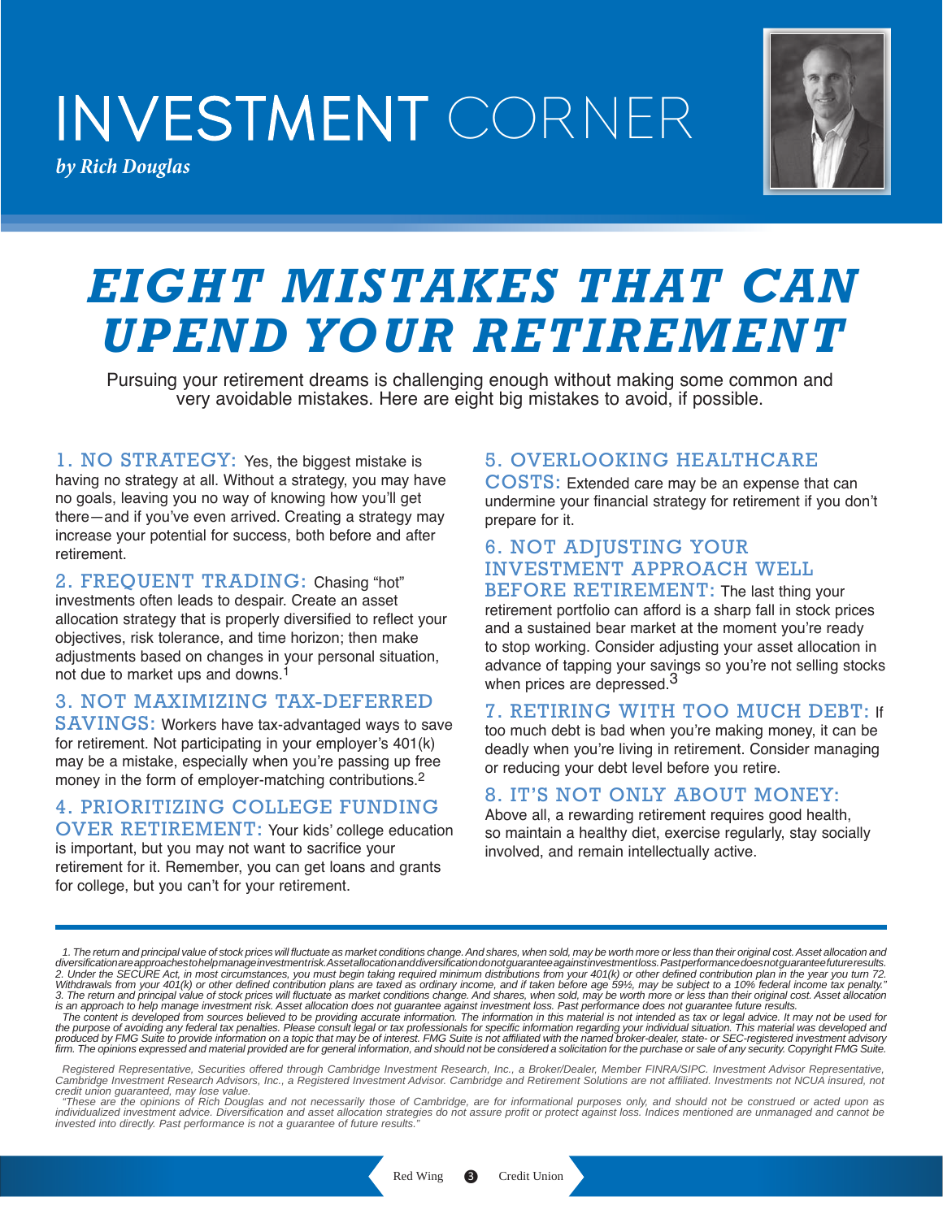# INVESTMENT CORNER

*by Rich Douglas*

## EIGHT MISTAKES THAT CAN UPEND YOUR RETIREMENT

Pursuing your retirement dreams is challenging enough without making some common and very avoidable mistakes. Here are eight big mistakes to avoid, if possible.

**1. NO STRATEGY:** Yes, the biggest mistake is having no strategy at all. Without a strategy, you may have no goals, leaving you no way of knowing how you'll get there—and if you've even arrived. Creating a strategy may increase your potential for success, both before and after retirement.

**2. FREQUENT TRADING:** Chasing "hot" investments often leads to despair. Create an asset allocation strategy that is properly diversified to reflect your objectives, risk tolerance, and time horizon; then make adjustments based on changes in your personal situation, not due to market ups and downs.[1]

**3. NOT MAXIMIZING TAX-DEFERRED SAVINGS:** Workers have tax-advantaged ways to save for retirement. Not participating in your employer's 401(k) may be a mistake, especially when you're passing up free money in the form of employer-matching contributions.[2]

**4. PRIORITIZING COLLEGE FUNDING OVER RETIREMENT:** Your kids' college education is important, but you may not want to sacrifice your retirement for it. Remember, you can get loans and grants for college, but you can't for your retirement.

**5. OVERLOOKING HEALTHCARE COSTS:** Extended care may be an expense that can undermine your financial strategy for retirement if you don't prepare for it.

**6. NOT ADJUSTING YOUR INVESTMENT APPROACH WELL BEFORE RETIREMENT:** The last thing your retirement portfolio can afford is a sharp fall in stock prices and a sustained bear market at the moment you're ready to stop working. Consider adjusting your asset allocation in advance of tapping your savings so you're not selling stocks when prices are depressed.[3]

**7. RETIRING WITH TOO MUCH DEBT:** If too much debt is bad when you're making money, it can be deadly when you're living in retirement. Consider managing or reducing your debt level before you retire.

**8. IT'S NOT ONLY ABOUT MONEY:** Above all, a rewarding retirement requires good health, so maintain a healthy diet, exercise regularly, stay socially involved, and remain intellectually active.

---

*1. The return and principal value of stock prices will fluctuate as market conditions change. And shares, when sold, may be worth more or less than their original cost. Asset allocation and diversification are approaches to help manage investment risk. Asset allocation and diversification do not guarantee against investment loss. Past performance does not guarantee future results.*
*2. Under the SECURE Act, in most circumstances, you must begin taking required minimum distributions from your 401(k) or other defined contribution plan in the year you turn 72. Withdrawals from your 401(k) or other defined contribution plans are taxed as ordinary income, and if taken before age 59½, may be subject to a 10% federal income tax penalty."*
*3. The return and principal value of stock prices will fluctuate as market conditions change. And shares, when sold, may be worth more or less than their original cost. Asset allocation is an approach to help manage investment risk. Asset allocation does not guarantee against investment loss. Past performance does not guarantee future results.*
*The content is developed from sources believed to be providing accurate information. The information in this material is not intended as tax or legal advice. It may not be used for the purpose of avoiding any federal tax penalties. Please consult legal or tax professionals for specific information regarding your individual situation. This material was developed and produced by FMG Suite to provide information on a topic that may be of interest. FMG Suite is not affiliated with the named broker-dealer, state- or SEC-registered investment advisory firm. The opinions expressed and material provided are for general information, and should not be considered a solicitation for the purchase or sale of any security. Copyright FMG Suite.*

*Registered Representative, Securities offered through Cambridge Investment Research, Inc., a Broker/Dealer, Member FINRA/SIPC. Investment Advisor Representative, Cambridge Investment Research Advisors, Inc., a Registered Investment Advisor. Cambridge and Retirement Solutions are not affiliated. Investments not NCUA insured, not credit union guaranteed, may lose value.*
*"These are the opinions of Rich Douglas and not necessarily those of Cambridge, are for informational purposes only, and should not be construed or acted upon as individualized investment advice. Diversification and asset allocation strategies do not assure profit or protect against loss. Indices mentioned are unmanaged and cannot be invested into directly. Past performance is not a guarantee of future results."*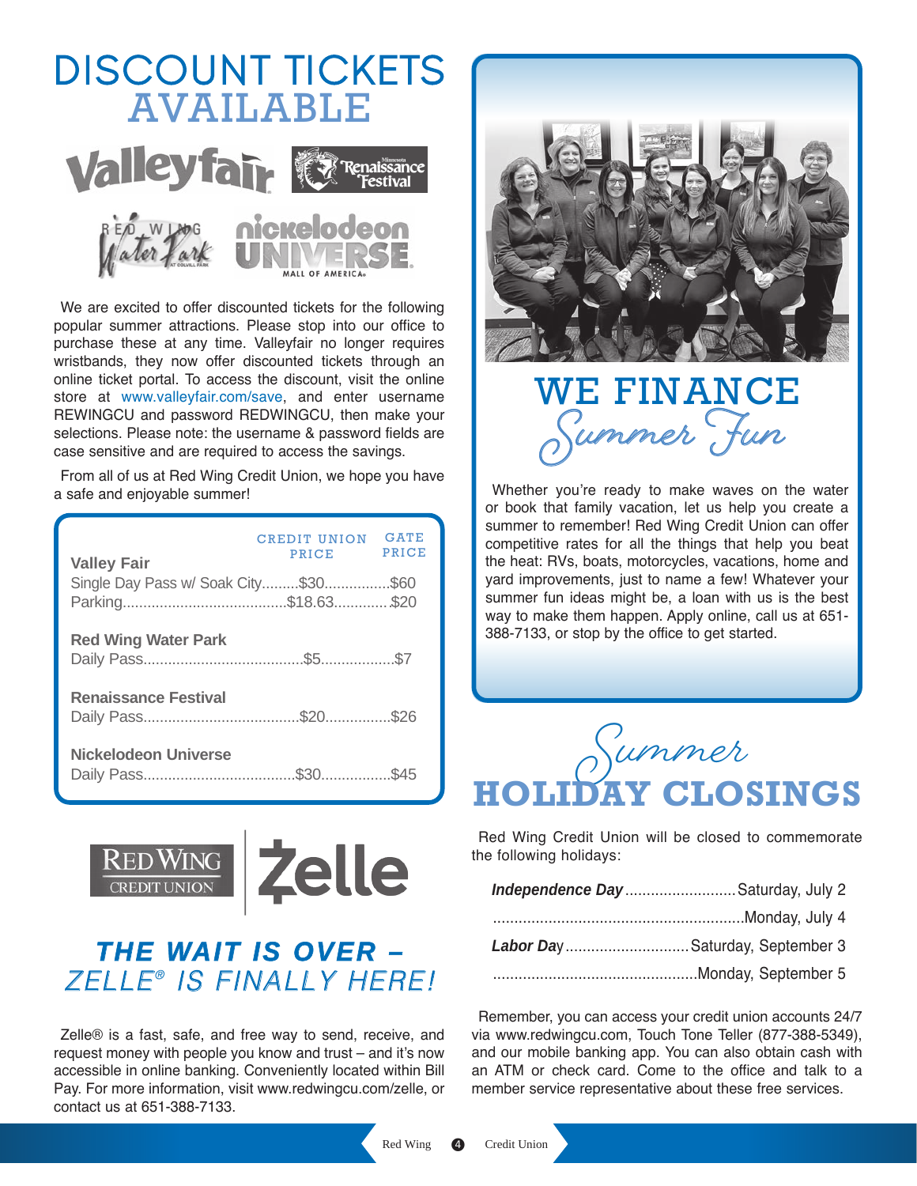# DISCOUNT TICKETS AVAILABLE

We are excited to offer discounted tickets for the following popular summer attractions. Please stop into our office to purchase these at any time. Valleyfair no longer requires wristbands, they now offer discounted tickets through an online ticket portal. To access the discount, visit the online store at www.valleyfair.com/save, and enter username REWINGCU and password REDWINGCU, then make your selections. Please note: the username & password fields are case sensitive and are required to access the savings.

From all of us at Red Wing Credit Union, we hope you have a safe and enjoyable summer!

| | CREDIT UNION PRICE | GATE PRICE |
|---|---|---|
| **Valley Fair** | | |
| Single Day Pass w/ Soak City | $30 | $60 |
| Parking | $18.63 | $20 |
| **Red Wing Water Park** | | |
| Daily Pass | $5 | $7 |
| **Renaissance Festival** | | |
| Daily Pass | $20 | $26 |
| **Nickelodeon Universe** | | |
| Daily Pass | $30 | $45 |

## *THE WAIT IS OVER – ZELLE® IS FINALLY HERE!*

Zelle® is a fast, safe, and free way to send, receive, and request money with people you know and trust – and it's now accessible in online banking. Conveniently located within Bill Pay. For more information, visit www.redwingcu.com/zelle, or contact us at 651-388-7133.

## WE FINANCE Summer Fun

Whether you're ready to make waves on the water or book that family vacation, let us help you create a summer to remember! Red Wing Credit Union can offer competitive rates for all the things that help you beat the heat: RVs, boats, motorcycles, vacations, home and yard improvements, just to name a few! Whatever your summer fun ideas might be, a loan with us is the best way to make them happen. Apply online, call us at 651-388-7133, or stop by the office to get started.

## Summer HOLIDAY CLOSINGS

Red Wing Credit Union will be closed to commemorate the following holidays:

| | |
|---|---|
| ***Independence Day*** | Saturday, July 2 |
| | Monday, July 4 |
| ***Labor Day*** | Saturday, September 3 |
| | Monday, September 5 |

Remember, you can access your credit union accounts 24/7 via www.redwingcu.com, Touch Tone Teller (877-388-5349), and our mobile banking app. You can also obtain cash with an ATM or check card. Come to the office and talk to a member service representative about these free services.